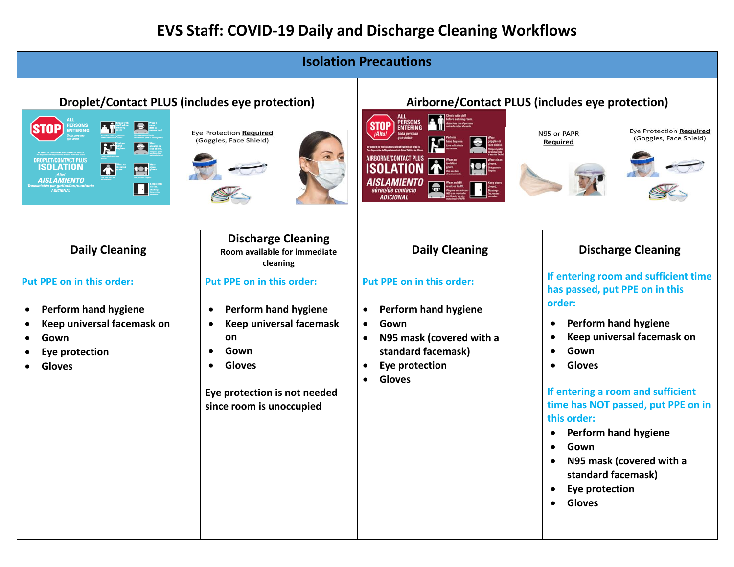# EVS Staff: COVID-19 Daily and Discharge Cleaning Workflows

## Isolation Precautions

| Droplet/Contact PLUS (includes eye protection) | | Airborne/Contact PLUS (includes eye protection) | |
|---|---|---|---|
| Eye Protection **Required** (Goggles, Face Shield) | | N95 or PAPR **Required**; Eye Protection **Required** (Goggles, Face Shield) | |
| **Daily Cleaning** | **Discharge Cleaning** Room available for immediate cleaning | **Daily Cleaning** | **Discharge Cleaning** |
| Put PPE on in this order:<br>• Perform hand hygiene<br>• Keep universal facemask on<br>• Gown<br>• Eye protection<br>• Gloves | Put PPE on in this order:<br>• Perform hand hygiene<br>• Keep universal facemask on<br>• Gown<br>• Gloves<br><br>Eye protection is not needed since room is unoccupied | Put PPE on in this order:<br>• Perform hand hygiene<br>• Gown<br>• N95 mask (covered with a standard facemask)<br>• Eye protection<br>• Gloves | If entering room and sufficient time has passed, put PPE on in this order:<br>• Perform hand hygiene<br>• Keep universal facemask on<br>• Gown<br>• Gloves<br><br>If entering a room and sufficient time has NOT passed, put PPE on in this order:<br>• Perform hand hygiene<br>• Gown<br>• N95 mask (covered with a standard facemask)<br>• Eye protection<br>• Gloves |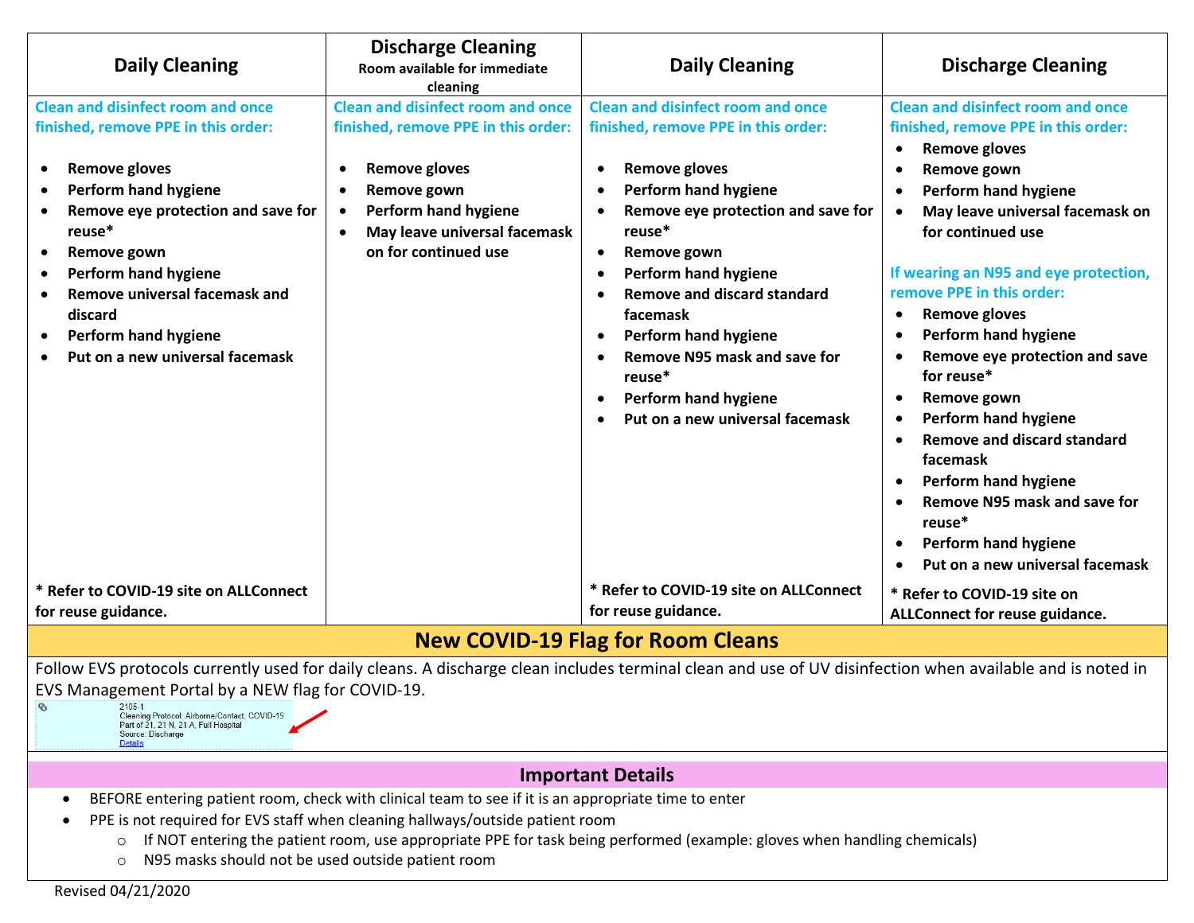| Daily Cleaning | Discharge Cleaning<br>Room available for immediate cleaning | Daily Cleaning | Discharge Cleaning |
|---|---|---|---|
| **Clean and disinfect room and once finished, remove PPE in this order:**<br><br>• **Remove gloves**<br>• **Perform hand hygiene**<br>• **Remove eye protection and save for reuse***<br>• **Remove gown**<br>• **Perform hand hygiene**<br>• **Remove universal facemask and discard**<br>• **Perform hand hygiene**<br>• **Put on a new universal facemask**<br><br>*** Refer to COVID-19 site on ALLConnect for reuse guidance.** | **Clean and disinfect room and once finished, remove PPE in this order:**<br><br>• **Remove gloves**<br>• **Remove gown**<br>• **Perform hand hygiene**<br>• **May leave universal facemask on for continued use** | **Clean and disinfect room and once finished, remove PPE in this order:**<br><br>• **Remove gloves**<br>• **Perform hand hygiene**<br>• **Remove eye protection and save for reuse***<br>• **Remove gown**<br>• **Perform hand hygiene**<br>• **Remove and discard standard facemask**<br>• **Perform hand hygiene**<br>• **Remove N95 mask and save for reuse***<br>• **Perform hand hygiene**<br>• **Put on a new universal facemask**<br><br>*** Refer to COVID-19 site on ALLConnect for reuse guidance.** | **Clean and disinfect room and once finished, remove PPE in this order:**<br>• **Remove gloves**<br>• **Remove gown**<br>• **Perform hand hygiene**<br>• **May leave universal facemask on for continued use**<br><br>**If wearing an N95 and eye protection, remove PPE in this order:**<br>• **Remove gloves**<br>• **Perform hand hygiene**<br>• **Remove eye protection and save for reuse***<br>• **Remove gown**<br>• **Perform hand hygiene**<br>• **Remove and discard standard facemask**<br>• **Perform hand hygiene**<br>• **Remove N95 mask and save for reuse***<br>• **Perform hand hygiene**<br>• **Put on a new universal facemask**<br><br>*** Refer to COVID-19 site on ALLConnect for reuse guidance.** |

## New COVID-19 Flag for Room Cleans

Follow EVS protocols currently used for daily cleans. A discharge clean includes terminal clean and use of UV disinfection when available and is noted in EVS Management Portal by a NEW flag for COVID-19.

2105-1
Cleaning Protocol: Airborne/Contact, COVID-19
Part of 21, 21 N, 21 A, Full Hospital
Source: Discharge
Details

## Important Details

- BEFORE entering patient room, check with clinical team to see if it is an appropriate time to enter
- PPE is not required for EVS staff when cleaning hallways/outside patient room
  - If NOT entering the patient room, use appropriate PPE for task being performed (example: gloves when handling chemicals)
  - N95 masks should not be used outside patient room

Revised 04/21/2020